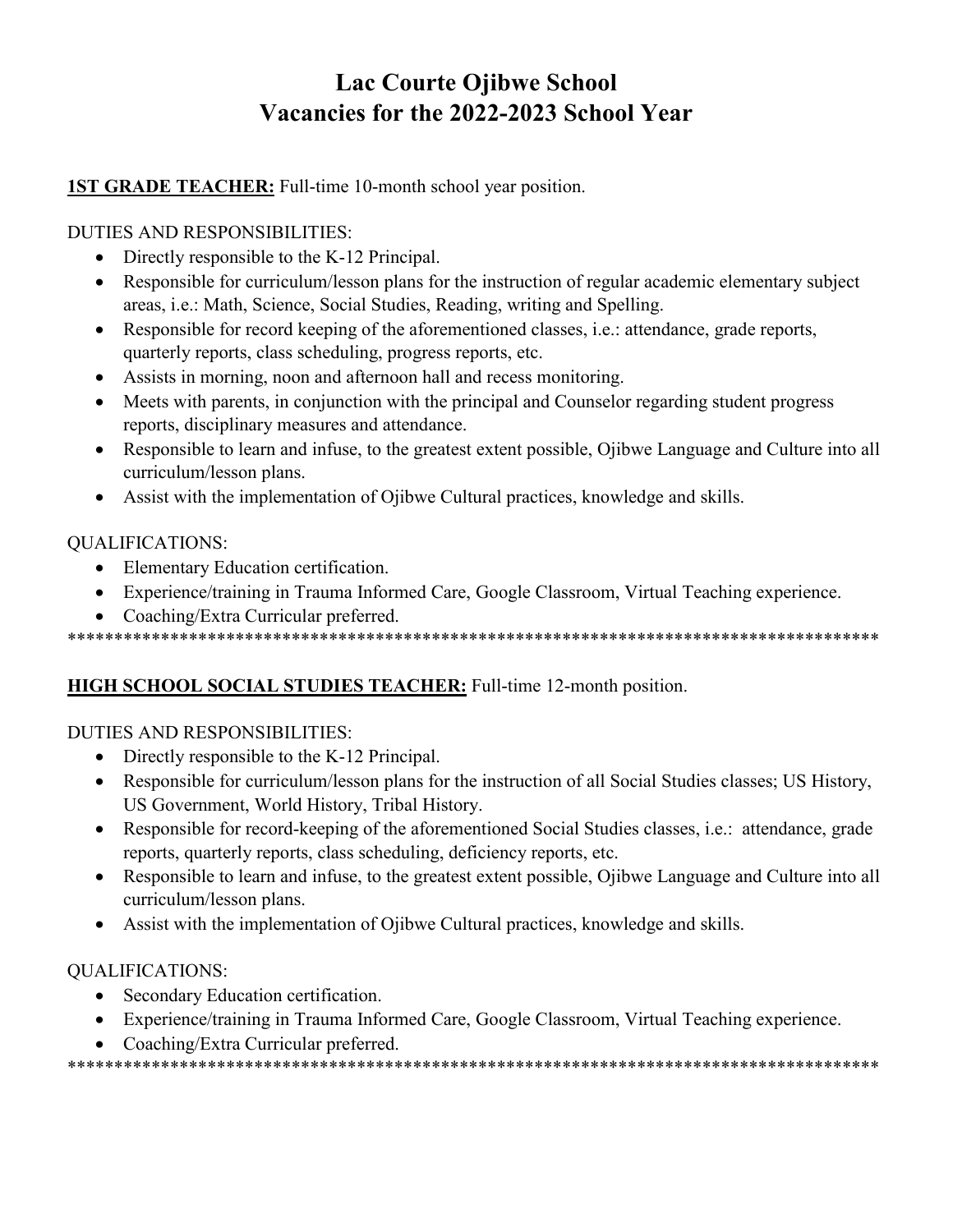# Lac Courte Ojibwe School
# Vacancies for the 2022-2023 School Year

**1ST GRADE TEACHER:** Full-time 10-month school year position.

DUTIES AND RESPONSIBILITIES:

- Directly responsible to the K-12 Principal.
- Responsible for curriculum/lesson plans for the instruction of regular academic elementary subject areas, i.e.: Math, Science, Social Studies, Reading, writing and Spelling.
- Responsible for record keeping of the aforementioned classes, i.e.: attendance, grade reports, quarterly reports, class scheduling, progress reports, etc.
- Assists in morning, noon and afternoon hall and recess monitoring.
- Meets with parents, in conjunction with the principal and Counselor regarding student progress reports, disciplinary measures and attendance.
- Responsible to learn and infuse, to the greatest extent possible, Ojibwe Language and Culture into all curriculum/lesson plans.
- Assist with the implementation of Ojibwe Cultural practices, knowledge and skills.

QUALIFICATIONS:

- Elementary Education certification.
- Experience/training in Trauma Informed Care, Google Classroom, Virtual Teaching experience.
- Coaching/Extra Curricular preferred.

******************************************************************************************

**HIGH SCHOOL SOCIAL STUDIES TEACHER:** Full-time 12-month position.

DUTIES AND RESPONSIBILITIES:

- Directly responsible to the K-12 Principal.
- Responsible for curriculum/lesson plans for the instruction of all Social Studies classes; US History, US Government, World History, Tribal History.
- Responsible for record-keeping of the aforementioned Social Studies classes, i.e.: attendance, grade reports, quarterly reports, class scheduling, deficiency reports, etc.
- Responsible to learn and infuse, to the greatest extent possible, Ojibwe Language and Culture into all curriculum/lesson plans.
- Assist with the implementation of Ojibwe Cultural practices, knowledge and skills.

QUALIFICATIONS:

- Secondary Education certification.
- Experience/training in Trauma Informed Care, Google Classroom, Virtual Teaching experience.
- Coaching/Extra Curricular preferred.

******************************************************************************************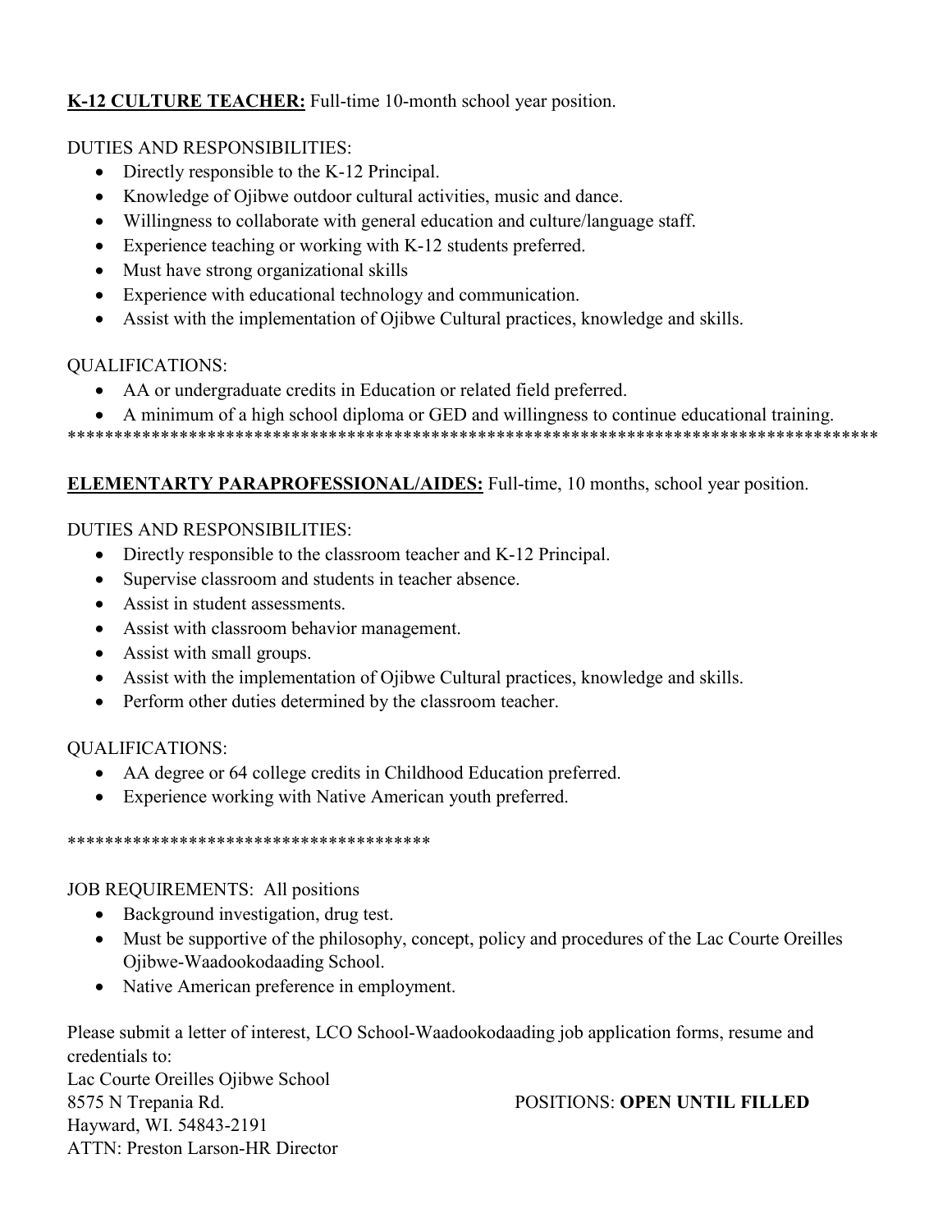**K-12 CULTURE TEACHER:** Full-time 10-month school year position.

DUTIES AND RESPONSIBILITIES:

- Directly responsible to the K-12 Principal.
- Knowledge of Ojibwe outdoor cultural activities, music and dance.
- Willingness to collaborate with general education and culture/language staff.
- Experience teaching or working with K-12 students preferred.
- Must have strong organizational skills
- Experience with educational technology and communication.
- Assist with the implementation of Ojibwe Cultural practices, knowledge and skills.

QUALIFICATIONS:

- AA or undergraduate credits in Education or related field preferred.
- A minimum of a high school diploma or GED and willingness to continue educational training.

******************************************************************************************

**ELEMENTARTY PARAPROFESSIONAL/AIDES:** Full-time, 10 months, school year position.

DUTIES AND RESPONSIBILITIES:

- Directly responsible to the classroom teacher and K-12 Principal.
- Supervise classroom and students in teacher absence.
- Assist in student assessments.
- Assist with classroom behavior management.
- Assist with small groups.
- Assist with the implementation of Ojibwe Cultural practices, knowledge and skills.
- Perform other duties determined by the classroom teacher.

QUALIFICATIONS:

- AA degree or 64 college credits in Childhood Education preferred.
- Experience working with Native American youth preferred.

***************************************

JOB REQUIREMENTS: All positions

- Background investigation, drug test.
- Must be supportive of the philosophy, concept, policy and procedures of the Lac Courte Oreilles Ojibwe-Waadookodaading School.
- Native American preference in employment.

Please submit a letter of interest, LCO School-Waadookodaading job application forms, resume and credentials to:

Lac Courte Oreilles Ojibwe School  
8575 N Trepania Rd.  
Hayward, WI. 54843-2191  
ATTN: Preston Larson-HR Director

POSITIONS: **OPEN UNTIL FILLED**